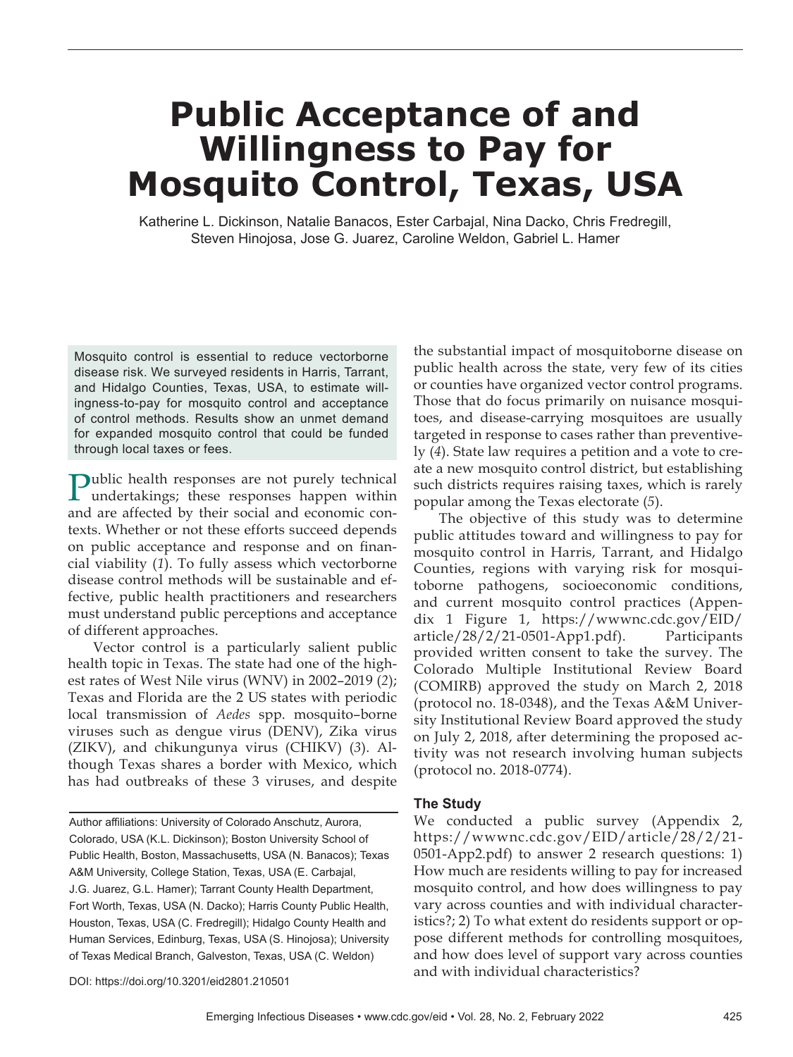# Public Acceptance of and Willingness to Pay for Mosquito Control, Texas, USA

Katherine L. Dickinson, Natalie Banacos, Ester Carbajal, Nina Dacko, Chris Fredregill, Steven Hinojosa, Jose G. Juarez, Caroline Weldon, Gabriel L. Hamer

Mosquito control is essential to reduce vectorborne disease risk. We surveyed residents in Harris, Tarrant, and Hidalgo Counties, Texas, USA, to estimate willingness-to-pay for mosquito control and acceptance of control methods. Results show an unmet demand for expanded mosquito control that could be funded through local taxes or fees.

Public health responses are not purely technical undertakings; these responses happen within and are affected by their social and economic contexts. Whether or not these efforts succeed depends on public acceptance and response and on financial viability (*1*). To fully assess which vectorborne disease control methods will be sustainable and effective, public health practitioners and researchers must understand public perceptions and acceptance of different approaches.

Vector control is a particularly salient public health topic in Texas. The state had one of the highest rates of West Nile virus (WNV) in 2002–2019 (*2*); Texas and Florida are the 2 US states with periodic local transmission of *Aedes* spp. mosquito–borne viruses such as dengue virus (DENV), Zika virus (ZIKV), and chikungunya virus (CHIKV) (*3*). Although Texas shares a border with Mexico, which has had outbreaks of these 3 viruses, and despite the substantial impact of mosquitoborne disease on public health across the state, very few of its cities or counties have organized vector control programs. Those that do focus primarily on nuisance mosquitoes, and disease-carrying mosquitoes are usually targeted in response to cases rather than preventively (*4*). State law requires a petition and a vote to create a new mosquito control district, but establishing such districts requires raising taxes, which is rarely popular among the Texas electorate (*5*).

The objective of this study was to determine public attitudes toward and willingness to pay for mosquito control in Harris, Tarrant, and Hidalgo Counties, regions with varying risk for mosquitoborne pathogens, socioeconomic conditions, and current mosquito control practices (Appendix 1 Figure 1, https://wwwnc.cdc.gov/EID/article/28/2/21-0501-App1.pdf). Participants provided written consent to take the survey. The Colorado Multiple Institutional Review Board (COMIRB) approved the study on March 2, 2018 (protocol no. 18-0348), and the Texas A&M University Institutional Review Board approved the study on July 2, 2018, after determining the proposed activity was not research involving human subjects (protocol no. 2018-0774).

## The Study

We conducted a public survey (Appendix 2, https://wwwnc.cdc.gov/EID/article/28/2/21-0501-App2.pdf) to answer 2 research questions: 1) How much are residents willing to pay for increased mosquito control, and how does willingness to pay vary across counties and with individual characteristics?; 2) To what extent do residents support or oppose different methods for controlling mosquitoes, and how does level of support vary across counties and with individual characteristics?

Author affiliations: University of Colorado Anschutz, Aurora, Colorado, USA (K.L. Dickinson); Boston University School of Public Health, Boston, Massachusetts, USA (N. Banacos); Texas A&M University, College Station, Texas, USA (E. Carbajal, J.G. Juarez, G.L. Hamer); Tarrant County Health Department, Fort Worth, Texas, USA (N. Dacko); Harris County Public Health, Houston, Texas, USA (C. Fredregill); Hidalgo County Health and Human Services, Edinburg, Texas, USA (S. Hinojosa); University of Texas Medical Branch, Galveston, Texas, USA (C. Weldon)

DOI: https://doi.org/10.3201/eid2801.210501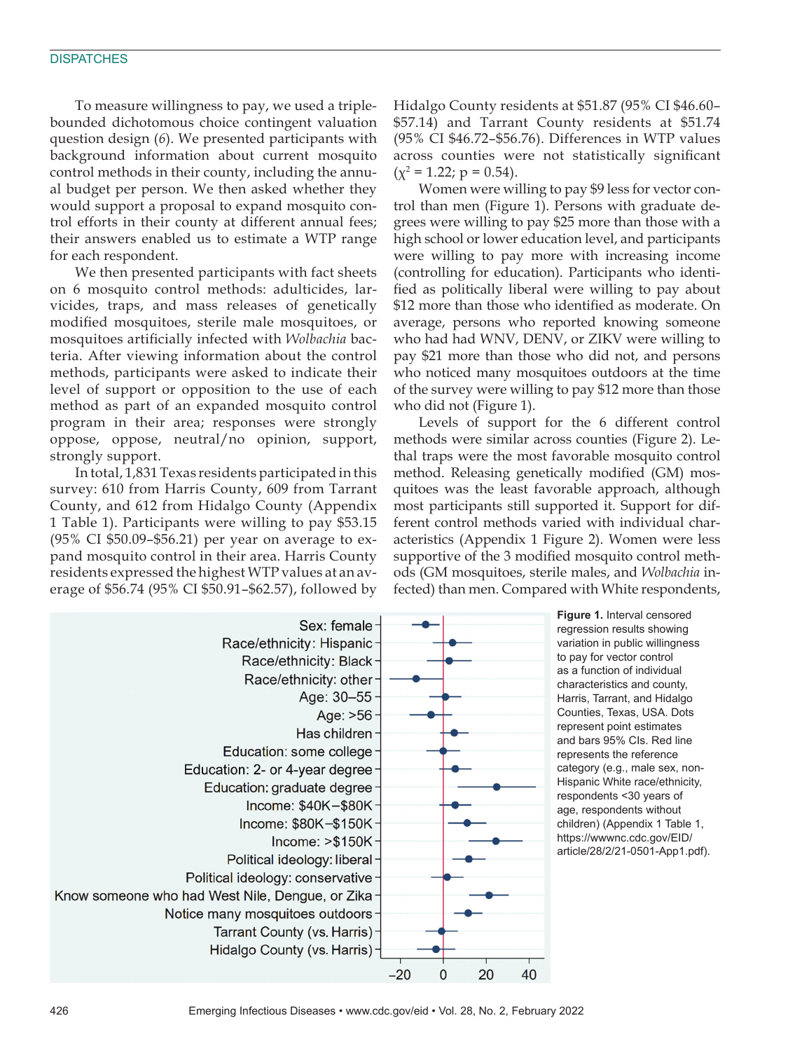To measure willingness to pay, we used a triple-bounded dichotomous choice contingent valuation question design (*6*). We presented participants with background information about current mosquito control methods in their county, including the annual budget per person. We then asked whether they would support a proposal to expand mosquito control efforts in their county at different annual fees; their answers enabled us to estimate a WTP range for each respondent.

We then presented participants with fact sheets on 6 mosquito control methods: adulticides, larvicides, traps, and mass releases of genetically modified mosquitoes, sterile male mosquitoes, or mosquitoes artificially infected with *Wolbachia* bacteria. After viewing information about the control methods, participants were asked to indicate their level of support or opposition to the use of each method as part of an expanded mosquito control program in their area; responses were strongly oppose, oppose, neutral/no opinion, support, strongly support.

In total, 1,831 Texas residents participated in this survey: 610 from Harris County, 609 from Tarrant County, and 612 from Hidalgo County (Appendix 1 Table 1). Participants were willing to pay $53.15 (95% CI $50.09–$56.21) per year on average to expand mosquito control in their area. Harris County residents expressed the highest WTP values at an average of $56.74 (95% CI $50.91–$62.57), followed by Hidalgo County residents at $51.87 (95% CI $46.60–$57.14) and Tarrant County residents at $51.74 (95% CI $46.72–$56.76). Differences in WTP values across counties were not statistically significant ($\chi^2$ = 1.22; p = 0.54).

Women were willing to pay $9 less for vector control than men (Figure 1). Persons with graduate degrees were willing to pay $25 more than those with a high school or lower education level, and participants were willing to pay more with increasing income (controlling for education). Participants who identified as politically liberal were willing to pay about $12 more than those who identified as moderate. On average, persons who reported knowing someone who had had WNV, DENV, or ZIKV were willing to pay $21 more than those who did not, and persons who noticed many mosquitoes outdoors at the time of the survey were willing to pay $12 more than those who did not (Figure 1).

Levels of support for the 6 different control methods were similar across counties (Figure 2). Lethal traps were the most favorable mosquito control method. Releasing genetically modified (GM) mosquitoes was the least favorable approach, although most participants still supported it. Support for different control methods varied with individual characteristics (Appendix 1 Figure 2). Women were less supportive of the 3 modified mosquito control methods (GM mosquitoes, sterile males, and *Wolbachia* infected) than men. Compared with White respondents,

**Figure 1.** Interval censored regression results showing variation in public willingness to pay for vector control as a function of individual characteristics and county, Harris, Tarrant, and Hidalgo Counties, Texas, USA. Dots represent point estimates and bars 95% CIs. Red line represents the reference category (e.g., male sex, non-Hispanic White race/ethnicity, respondents <30 years of age, respondents without children) (Appendix 1 Table 1, https://wwwnc.cdc.gov/EID/article/28/2/21-0501-App1.pdf).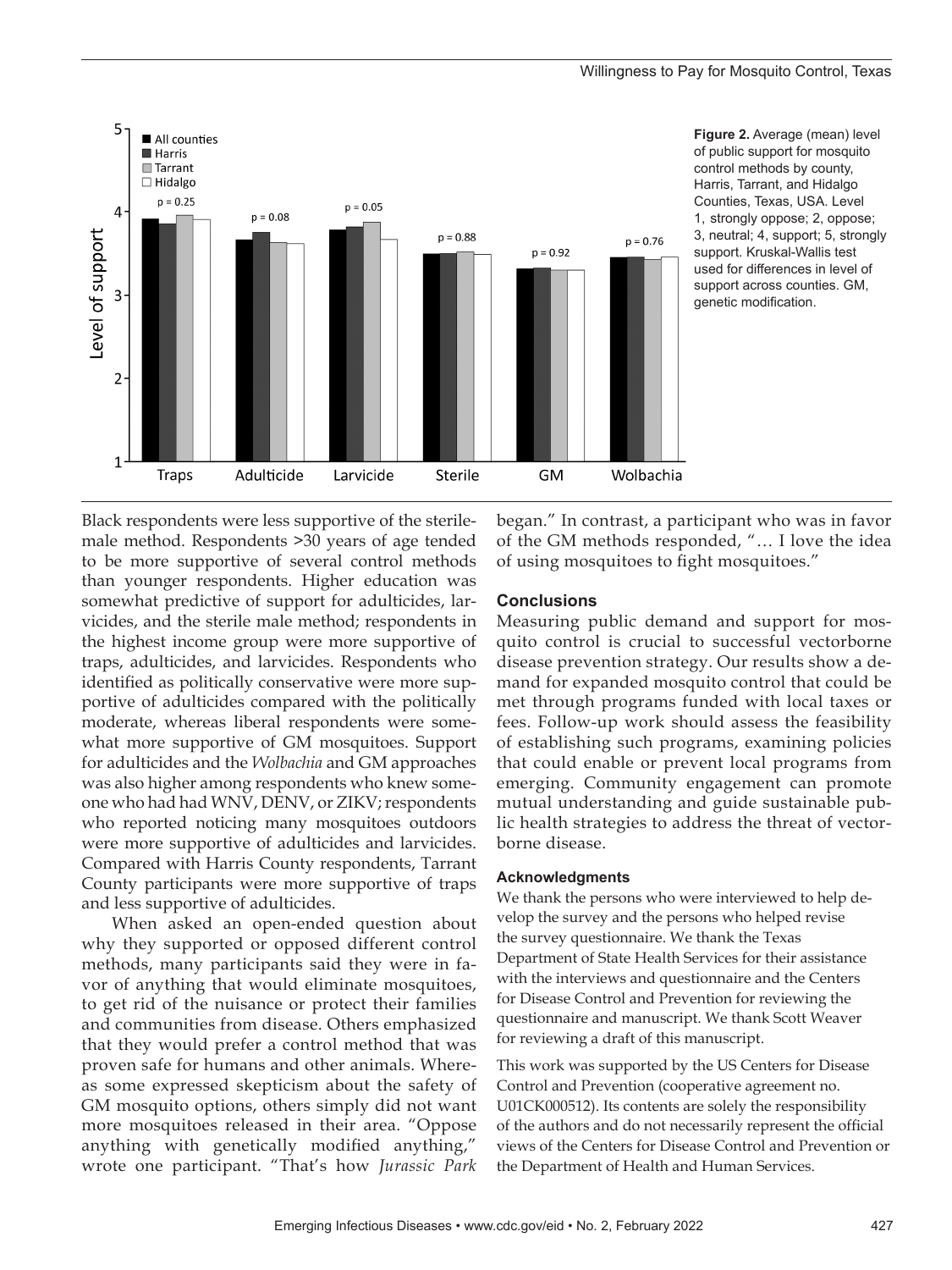**Figure 2.** Average (mean) level of public support for mosquito control methods by county, Harris, Tarrant, and Hidalgo Counties, Texas, USA. Level 1, strongly oppose; 2, oppose; 3, neutral; 4, support; 5, strongly support. Kruskal-Wallis test used for differences in level of support across counties. GM, genetic modification.

Black respondents were less supportive of the sterile-male method. Respondents >30 years of age tended to be more supportive of several control methods than younger respondents. Higher education was somewhat predictive of support for adulticides, larvicides, and the sterile male method; respondents in the highest income group were more supportive of traps, adulticides, and larvicides. Respondents who identified as politically conservative were more supportive of adulticides compared with the politically moderate, whereas liberal respondents were somewhat more supportive of GM mosquitoes. Support for adulticides and the *Wolbachia* and GM approaches was also higher among respondents who knew someone who had had WNV, DENV, or ZIKV; respondents who reported noticing many mosquitoes outdoors were more supportive of adulticides and larvicides. Compared with Harris County respondents, Tarrant County participants were more supportive of traps and less supportive of adulticides.

When asked an open-ended question about why they supported or opposed different control methods, many participants said they were in favor of anything that would eliminate mosquitoes, to get rid of the nuisance or protect their families and communities from disease. Others emphasized that they would prefer a control method that was proven safe for humans and other animals. Whereas some expressed skepticism about the safety of GM mosquito options, others simply did not want more mosquitoes released in their area. "Oppose anything with genetically modified anything," wrote one participant. "That's how *Jurassic Park* began." In contrast, a participant who was in favor of the GM methods responded, "… I love the idea of using mosquitoes to fight mosquitoes."

## Conclusions

Measuring public demand and support for mosquito control is crucial to successful vectorborne disease prevention strategy. Our results show a demand for expanded mosquito control that could be met through programs funded with local taxes or fees. Follow-up work should assess the feasibility of establishing such programs, examining policies that could enable or prevent local programs from emerging. Community engagement can promote mutual understanding and guide sustainable public health strategies to address the threat of vectorborne disease.

### Acknowledgments

We thank the persons who were interviewed to help develop the survey and the persons who helped revise the survey questionnaire. We thank the Texas Department of State Health Services for their assistance with the interviews and questionnaire and the Centers for Disease Control and Prevention for reviewing the questionnaire and manuscript. We thank Scott Weaver for reviewing a draft of this manuscript.

This work was supported by the US Centers for Disease Control and Prevention (cooperative agreement no. U01CK000512). Its contents are solely the responsibility of the authors and do not necessarily represent the official views of the Centers for Disease Control and Prevention or the Department of Health and Human Services.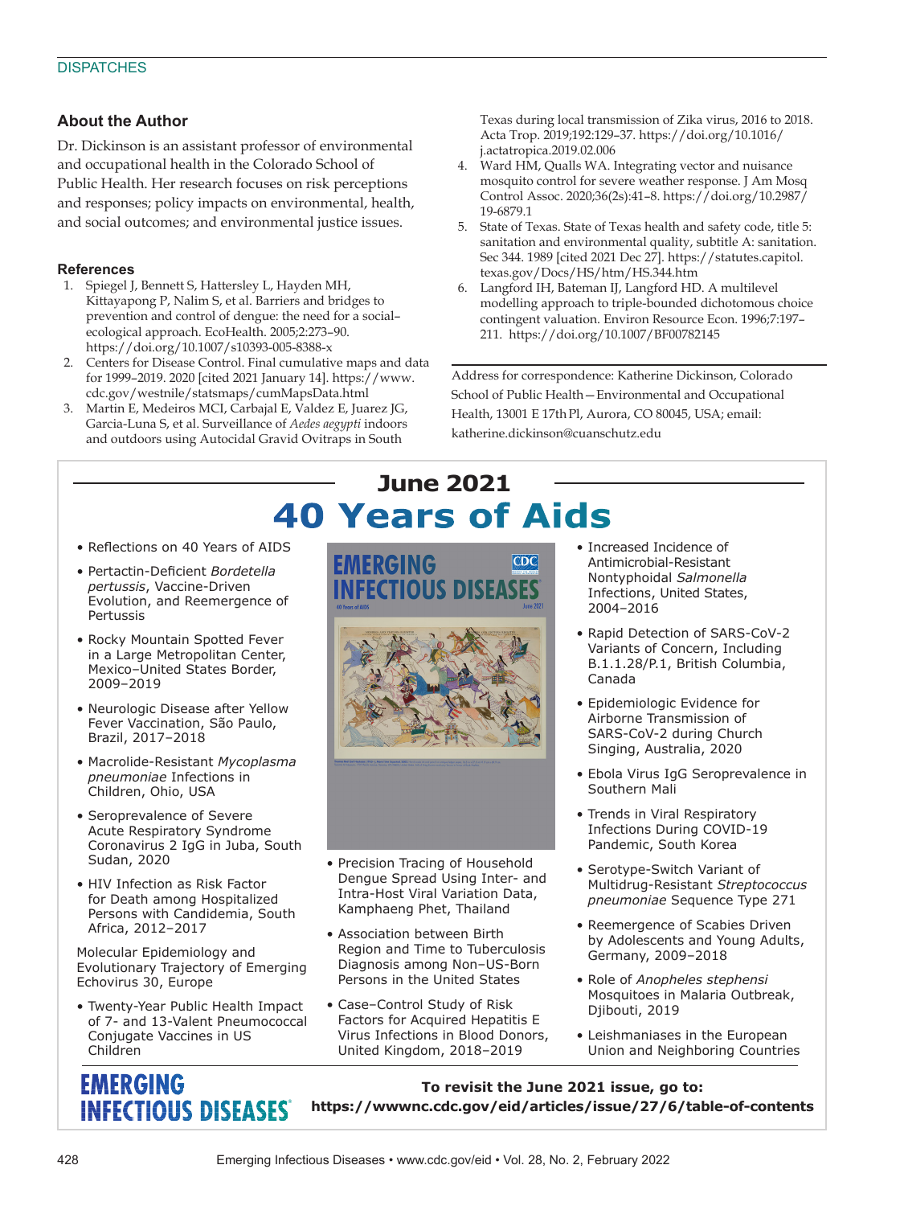## About the Author

Dr. Dickinson is an assistant professor of environmental and occupational health in the Colorado School of Public Health. Her research focuses on risk perceptions and responses; policy impacts on environmental, health, and social outcomes; and environmental justice issues.

### References

1. Spiegel J, Bennett S, Hattersley L, Hayden MH, Kittayapong P, Nalim S, et al. Barriers and bridges to prevention and control of dengue: the need for a social–ecological approach. EcoHealth. 2005;2:273–90. https://doi.org/10.1007/s10393-005-8388-x
2. Centers for Disease Control. Final cumulative maps and data for 1999–2019. 2020 [cited 2021 January 14]. https://www.cdc.gov/westnile/statsmaps/cumMapsData.html
3. Martin E, Medeiros MCI, Carbajal E, Valdez E, Juarez JG, Garcia-Luna S, et al. Surveillance of *Aedes aegypti* indoors and outdoors using Autocidal Gravid Ovitraps in South Texas during local transmission of Zika virus, 2016 to 2018. Acta Trop. 2019;192:129–37. https://doi.org/10.1016/j.actatropica.2019.02.006
4. Ward HM, Qualls WA. Integrating vector and nuisance mosquito control for severe weather response. J Am Mosq Control Assoc. 2020;36(2s):41–8. https://doi.org/10.2987/19-6879.1
5. State of Texas. State of Texas health and safety code, title 5: sanitation and environmental quality, subtitle A: sanitation. Sec 344. 1989 [cited 2021 Dec 27]. https://statutes.capitol.texas.gov/Docs/HS/htm/HS.344.htm
6. Langford IH, Bateman IJ, Langford HD. A multilevel modelling approach to triple-bounded dichotomous choice contingent valuation. Environ Resource Econ. 1996;7:197–211. https://doi.org/10.1007/BF00782145

Address for correspondence: Katherine Dickinson, Colorado School of Public Health—Environmental and Occupational Health, 13001 E 17th Pl, Aurora, CO 80045, USA; email: katherine.dickinson@cuanschutz.edu

---

## June 2021
## 40 Years of Aids

- Reflections on 40 Years of AIDS
- Pertactin-Deficient *Bordetella pertussis*, Vaccine-Driven Evolution, and Reemergence of Pertussis
- Rocky Mountain Spotted Fever in a Large Metropolitan Center, Mexico–United States Border, 2009–2019
- Neurologic Disease after Yellow Fever Vaccination, São Paulo, Brazil, 2017–2018
- Macrolide-Resistant *Mycoplasma pneumoniae* Infections in Children, Ohio, USA
- Seroprevalence of Severe Acute Respiratory Syndrome Coronavirus 2 IgG in Juba, South Sudan, 2020
- HIV Infection as Risk Factor for Death among Hospitalized Persons with Candidemia, South Africa, 2012–2017

Molecular Epidemiology and Evolutionary Trajectory of Emerging Echovirus 30, Europe

- Twenty-Year Public Health Impact of 7- and 13-Valent Pneumococcal Conjugate Vaccines in US Children
- Precision Tracing of Household Dengue Spread Using Inter- and Intra-Host Viral Variation Data, Kamphaeng Phet, Thailand
- Association between Birth Region and Time to Tuberculosis Diagnosis among Non–US-Born Persons in the United States
- Case–Control Study of Risk Factors for Acquired Hepatitis E Virus Infections in Blood Donors, United Kingdom, 2018–2019
- Increased Incidence of Antimicrobial-Resistant Nontyphoidal *Salmonella* Infections, United States, 2004–2016
- Rapid Detection of SARS-CoV-2 Variants of Concern, Including B.1.1.28/P.1, British Columbia, Canada
- Epidemiologic Evidence for Airborne Transmission of SARS-CoV-2 during Church Singing, Australia, 2020
- Ebola Virus IgG Seroprevalence in Southern Mali
- Trends in Viral Respiratory Infections During COVID-19 Pandemic, South Korea
- Serotype-Switch Variant of Multidrug-Resistant *Streptococcus pneumoniae* Sequence Type 271
- Reemergence of Scabies Driven by Adolescents and Young Adults, Germany, 2009–2018
- Role of *Anopheles stephensi* Mosquitoes in Malaria Outbreak, Djibouti, 2019
- Leishmaniases in the European Union and Neighboring Countries

EMERGING INFECTIOUS DISEASES

**To revisit the June 2021 issue, go to:**
**https://wwwnc.cdc.gov/eid/articles/issue/27/6/table-of-contents**